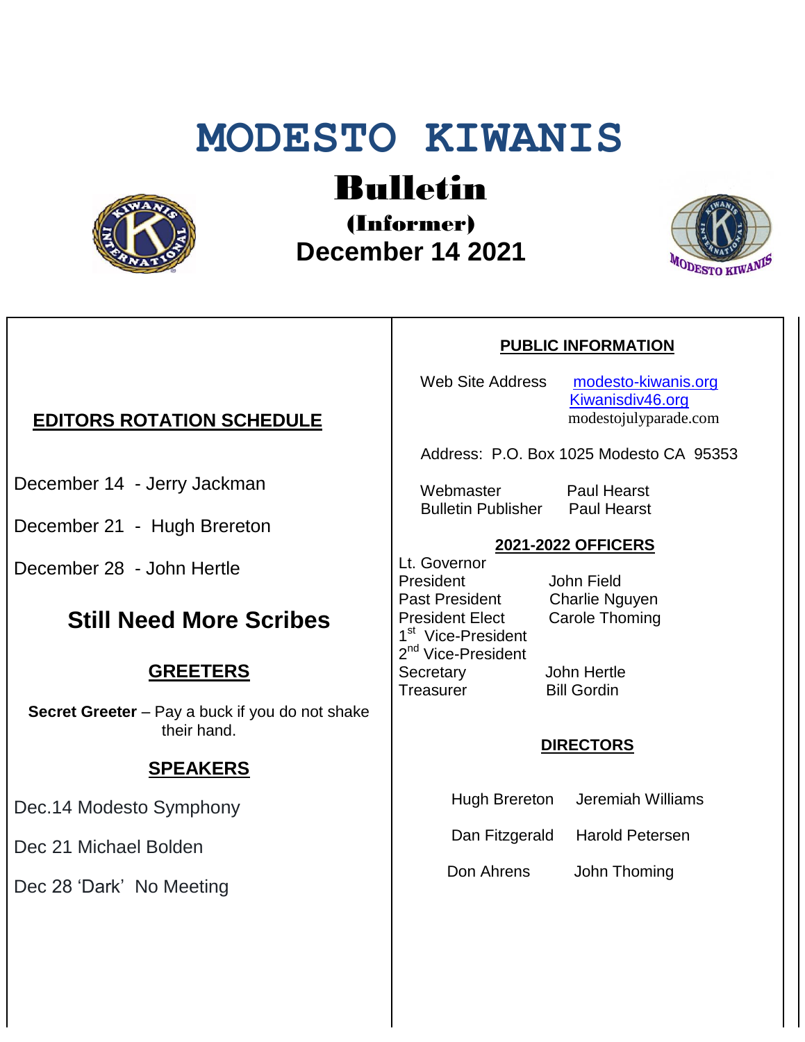# MODESTO KIWANIS

## Bulletin

### (Informer)

### December 14 2021

## EDITORS ROTATION SCHEDULE

December 14 - Jerry Jackman

December 21 - Hugh Brereton

December 28 - John Hertle

## Still Need More Scribes

## GREETERS

**Secret Greeter** – Pay a buck if you do not shake their hand.

## SPEAKERS

Dec.14 Modesto Symphony

Dec 21 Michael Bolden

Dec 28 'Dark' No Meeting

## PUBLIC INFORMATION

Web Site Address: modesto-kiwanis.org, Kiwanisdiv46.org, modestojulyparade.com

Address: P.O. Box 1025 Modesto CA 95353

Webmaster: Paul Hearst
Bulletin Publisher: Paul Hearst

## 2021-2022 OFFICERS

| Office | Name |
|---|---|
| Lt. Governor | |
| President | John Field |
| Past President | Charlie Nguyen |
| President Elect | Carole Thoming |
| 1st Vice-President | |
| 2nd Vice-President | |
| Secretary | John Hertle |
| Treasurer | Bill Gordin |

## DIRECTORS

| | |
|---|---|
| Hugh Brereton | Jeremiah Williams |
| Dan Fitzgerald | Harold Petersen |
| Don Ahrens | John Thoming |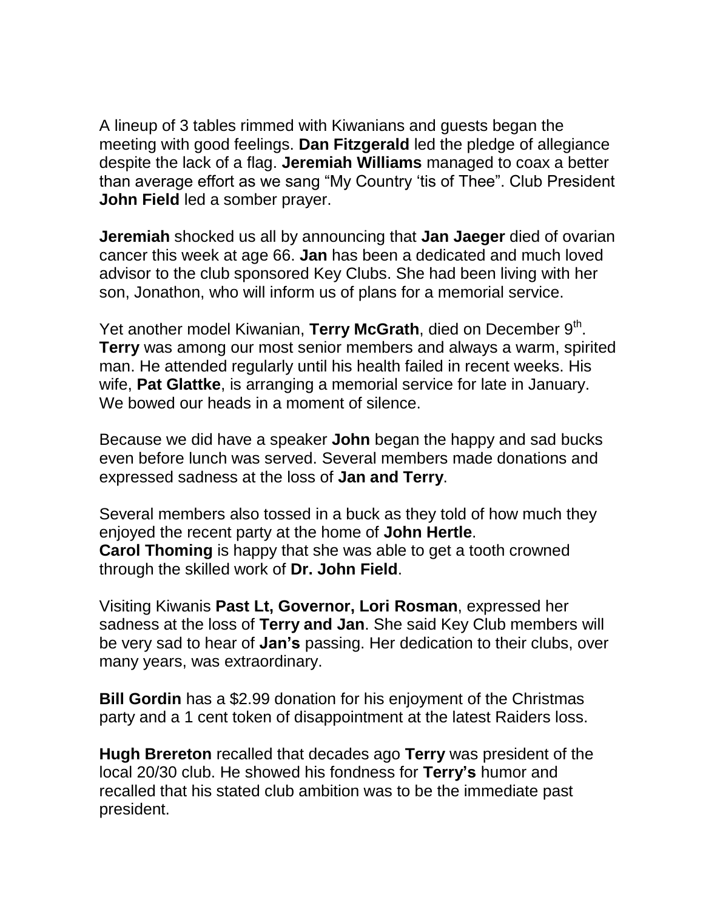A lineup of 3 tables rimmed with Kiwanians and guests began the meeting with good feelings. **Dan Fitzgerald** led the pledge of allegiance despite the lack of a flag. **Jeremiah Williams** managed to coax a better than average effort as we sang "My Country 'tis of Thee". Club President **John Field** led a somber prayer.

**Jeremiah** shocked us all by announcing that **Jan Jaeger** died of ovarian cancer this week at age 66. **Jan** has been a dedicated and much loved advisor to the club sponsored Key Clubs. She had been living with her son, Jonathon, who will inform us of plans for a memorial service.

Yet another model Kiwanian, **Terry McGrath**, died on December 9th. **Terry** was among our most senior members and always a warm, spirited man. He attended regularly until his health failed in recent weeks. His wife, **Pat Glattke**, is arranging a memorial service for late in January. We bowed our heads in a moment of silence.

Because we did have a speaker **John** began the happy and sad bucks even before lunch was served. Several members made donations and expressed sadness at the loss of **Jan and Terry**.

Several members also tossed in a buck as they told of how much they enjoyed the recent party at the home of **John Hertle**.
**Carol Thoming** is happy that she was able to get a tooth crowned through the skilled work of **Dr. John Field**.

Visiting Kiwanis **Past Lt, Governor, Lori Rosman**, expressed her sadness at the loss of **Terry and Jan**. She said Key Club members will be very sad to hear of **Jan's** passing. Her dedication to their clubs, over many years, was extraordinary.

**Bill Gordin** has a $2.99 donation for his enjoyment of the Christmas party and a 1 cent token of disappointment at the latest Raiders loss.

**Hugh Brereton** recalled that decades ago **Terry** was president of the local 20/30 club. He showed his fondness for **Terry's** humor and recalled that his stated club ambition was to be the immediate past president.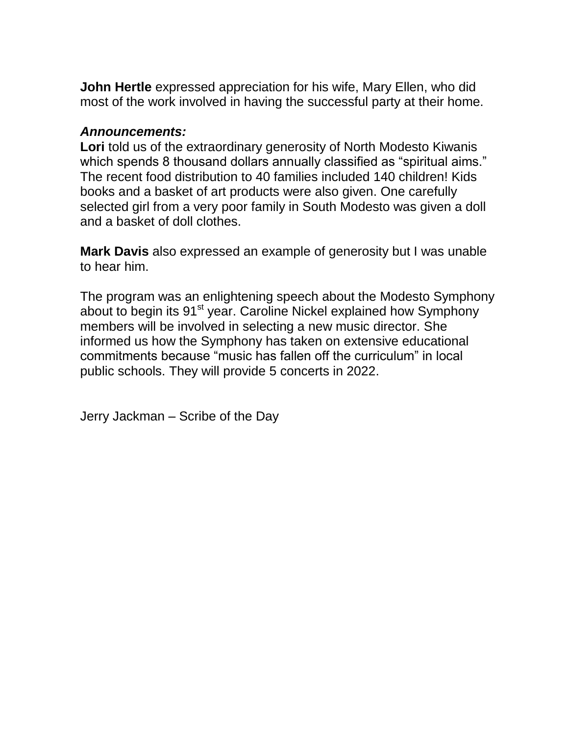**John Hertle** expressed appreciation for his wife, Mary Ellen, who did most of the work involved in having the successful party at their home.

***Announcements:***

**Lori** told us of the extraordinary generosity of North Modesto Kiwanis which spends 8 thousand dollars annually classified as “spiritual aims.” The recent food distribution to 40 families included 140 children! Kids books and a basket of art products were also given. One carefully selected girl from a very poor family in South Modesto was given a doll and a basket of doll clothes.

**Mark Davis** also expressed an example of generosity but I was unable to hear him.

The program was an enlightening speech about the Modesto Symphony about to begin its 91st year. Caroline Nickel explained how Symphony members will be involved in selecting a new music director. She informed us how the Symphony has taken on extensive educational commitments because “music has fallen off the curriculum” in local public schools. They will provide 5 concerts in 2022.

Jerry Jackman – Scribe of the Day